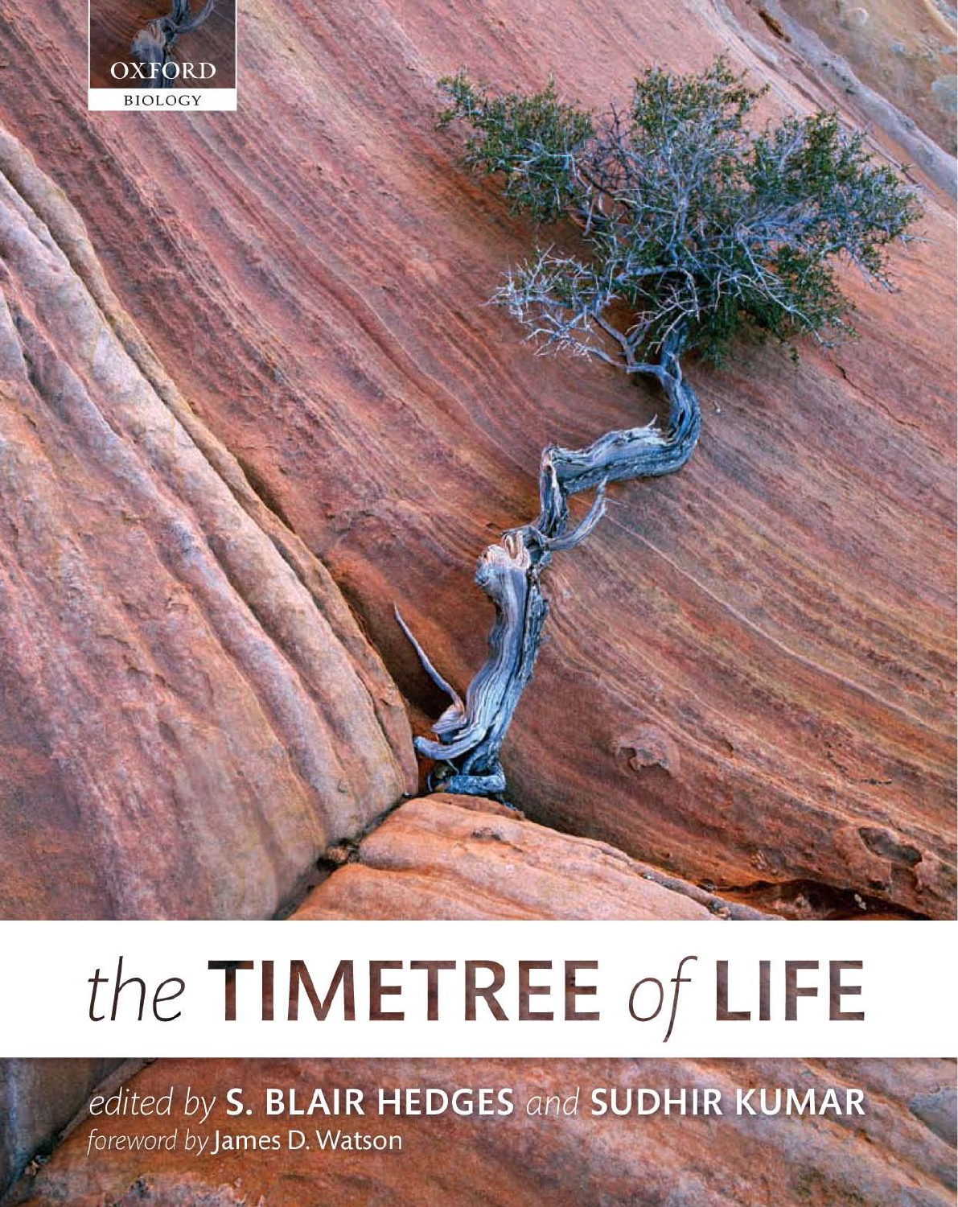OXFORD
BIOLOGY

# *the* TIMETREE *of* LIFE

*edited by* **S. BLAIR HEDGES** *and* **SUDHIR KUMAR**

*foreword by* James D. Watson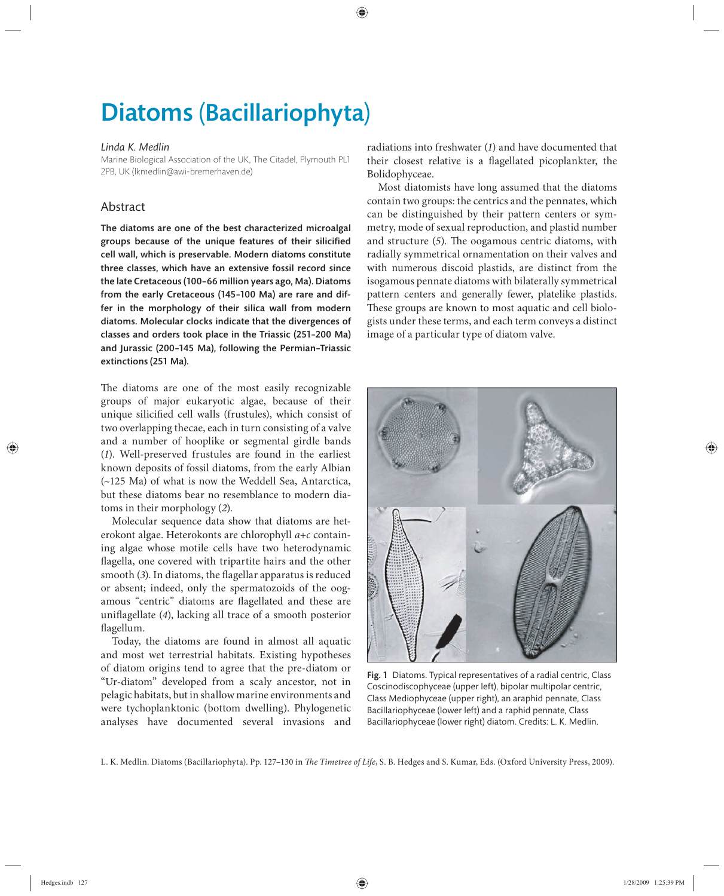# Diatoms (Bacillariophyta)

*Linda K. Medlin*

Marine Biological Association of the UK, The Citadel, Plymouth PL1 2PB, UK (lkmedlin@awi-bremerhaven.de)

## Abstract

**The diatoms are one of the best characterized microalgal groups because of the unique features of their silicified cell wall, which is preservable. Modern diatoms constitute three classes, which have an extensive fossil record since the late Cretaceous (100–66 million years ago, Ma). Diatoms from the early Cretaceous (145–100 Ma) are rare and differ in the morphology of their silica wall from modern diatoms. Molecular clocks indicate that the divergences of classes and orders took place in the Triassic (251–200 Ma) and Jurassic (200–145 Ma), following the Permian–Triassic extinctions (251 Ma).**

The diatoms are one of the most easily recognizable groups of major eukaryotic algae, because of their unique silicified cell walls (frustules), which consist of two overlapping thecae, each in turn consisting of a valve and a number of hooplike or segmental girdle bands (*1*). Well-preserved frustules are found in the earliest known deposits of fossil diatoms, from the early Albian (~125 Ma) of what is now the Weddell Sea, Antarctica, but these diatoms bear no resemblance to modern diatoms in their morphology (*2*).

Molecular sequence data show that diatoms are heterokont algae. Heterokonts are chlorophyll *a+c* containing algae whose motile cells have two heterodynamic flagella, one covered with tripartite hairs and the other smooth (*3*). In diatoms, the flagellar apparatus is reduced or absent; indeed, only the spermatozoids of the oogamous "centric" diatoms are flagellated and these are uniflagellate (*4*), lacking all trace of a smooth posterior flagellum.

Today, the diatoms are found in almost all aquatic and most wet terrestrial habitats. Existing hypotheses of diatom origins tend to agree that the pre-diatom or "Ur-diatom" developed from a scaly ancestor, not in pelagic habitats, but in shallow marine environments and were tychoplanktonic (bottom dwelling). Phylogenetic analyses have documented several invasions and radiations into freshwater (*1*) and have documented that their closest relative is a flagellated picoplankter, the Bolidophyceae.

Most diatomists have long assumed that the diatoms contain two groups: the centrics and the pennates, which can be distinguished by their pattern centers or symmetry, mode of sexual reproduction, and plastid number and structure (*5*). The oogamous centric diatoms, with radially symmetrical ornamentation on their valves and with numerous discoid plastids, are distinct from the isogamous pennate diatoms with bilaterally symmetrical pattern centers and generally fewer, platelike plastids. These groups are known to most aquatic and cell biologists under these terms, and each term conveys a distinct image of a particular type of diatom valve.

**Fig. 1** Diatoms. Typical representatives of a radial centric, Class Coscinodiscophyceae (upper left), bipolar multipolar centric, Class Mediophyceae (upper right), an araphid pennate, Class Bacillariophyceae (lower left) and a raphid pennate, Class Bacillariophyceae (lower right) diatom. Credits: L. K. Medlin.

L. K. Medlin. Diatoms (Bacillariophyta). Pp. 127–130 in *The Timetree of Life*, S. B. Hedges and S. Kumar, Eds. (Oxford University Press, 2009).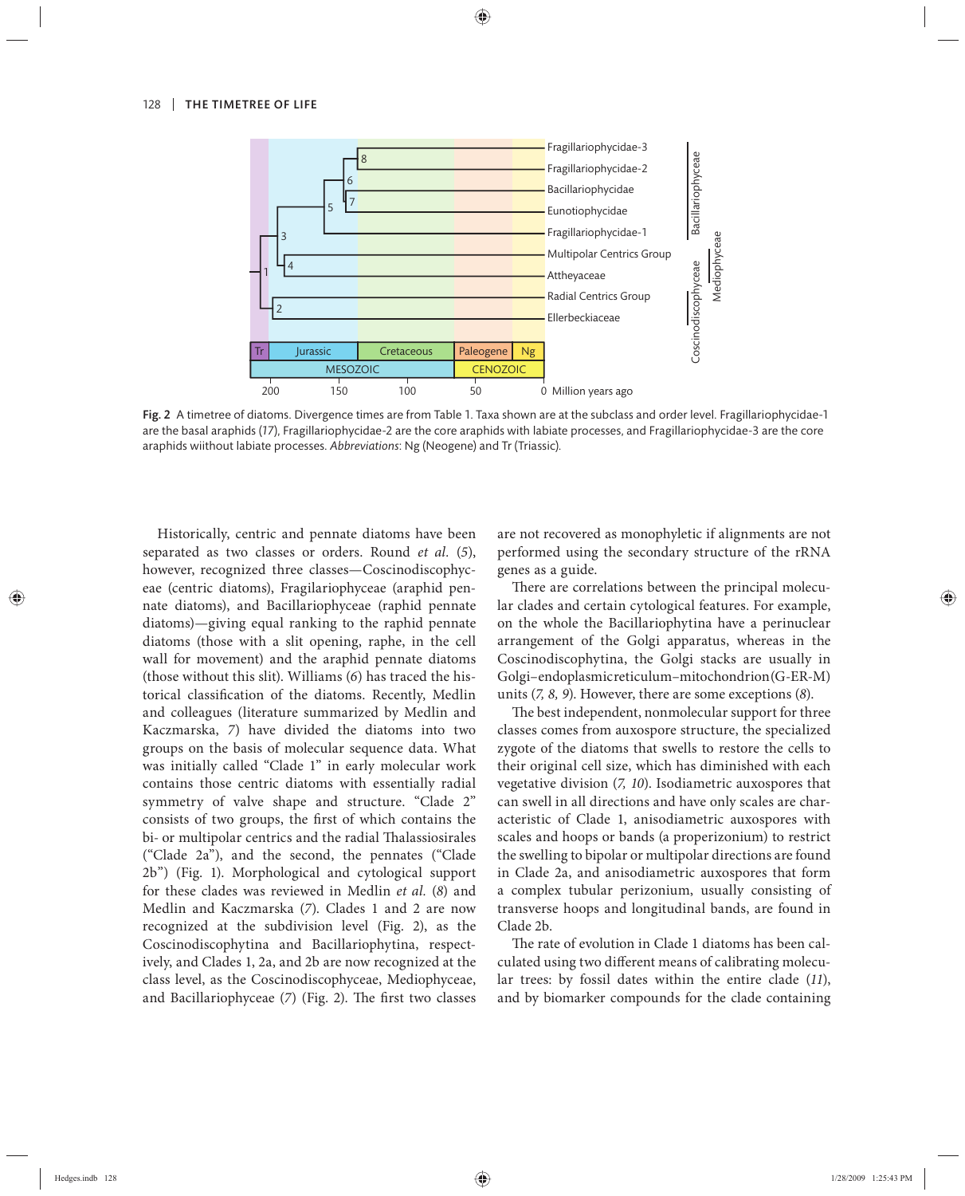Fig. 2 A timetree of diatoms. Divergence times are from Table 1. Taxa shown are at the subclass and order level. Fragillariophycidae-1 are the basal araphids (*17*), Fragillariophycidae-2 are the core araphids with labiate processes, and Fragillariophycidae-3 are the core araphids wiithout labiate processes. *Abbreviations*: Ng (Neogene) and Tr (Triassic).

Historically, centric and pennate diatoms have been separated as two classes or orders. Round *et al.* (*5*), however, recognized three classes—Coscinodiscophyceae (centric diatoms), Fragilariophyceae (araphid pennate diatoms), and Bacillariophyceae (raphid pennate diatoms)—giving equal ranking to the raphid pennate diatoms (those with a slit opening, raphe, in the cell wall for movement) and the araphid pennate diatoms (those without this slit). Williams (*6*) has traced the historical classification of the diatoms. Recently, Medlin and colleagues (literature summarized by Medlin and Kaczmarska, *7*) have divided the diatoms into two groups on the basis of molecular sequence data. What was initially called "Clade 1" in early molecular work contains those centric diatoms with essentially radial symmetry of valve shape and structure. "Clade 2" consists of two groups, the first of which contains the bi- or multipolar centrics and the radial Thalassiosirales ("Clade 2a"), and the second, the pennates ("Clade 2b") (Fig. 1). Morphological and cytological support for these clades was reviewed in Medlin *et al.* (*8*) and Medlin and Kaczmarska (*7*). Clades 1 and 2 are now recognized at the subdivision level (Fig. 2), as the Coscinodiscophytina and Bacillariophytina, respectively, and Clades 1, 2a, and 2b are now recognized at the class level, as the Coscinodiscophyceae, Mediophyceae, and Bacillariophyceae (*7*) (Fig. 2). The first two classes are not recovered as monophyletic if alignments are not performed using the secondary structure of the rRNA genes as a guide.

There are correlations between the principal molecular clades and certain cytological features. For example, on the whole the Bacillariophytina have a perinuclear arrangement of the Golgi apparatus, whereas in the Coscinodiscophytina, the Golgi stacks are usually in Golgi–endoplasmicreticulum–mitochondrion (G-ER-M) units (*7, 8, 9*). However, there are some exceptions (*8*).

The best independent, nonmolecular support for three classes comes from auxospore structure, the specialized zygote of the diatoms that swells to restore the cells to their original cell size, which has diminished with each vegetative division (*7, 10*). Isodiametric auxospores that can swell in all directions and have only scales are characteristic of Clade 1, anisodiametric auxospores with scales and hoops or bands (a properizonium) to restrict the swelling to bipolar or multipolar directions are found in Clade 2a, and anisodiametric auxospores that form a complex tubular perizonium, usually consisting of transverse hoops and longitudinal bands, are found in Clade 2b.

The rate of evolution in Clade 1 diatoms has been calculated using two different means of calibrating molecular trees: by fossil dates within the entire clade (*11*), and by biomarker compounds for the clade containing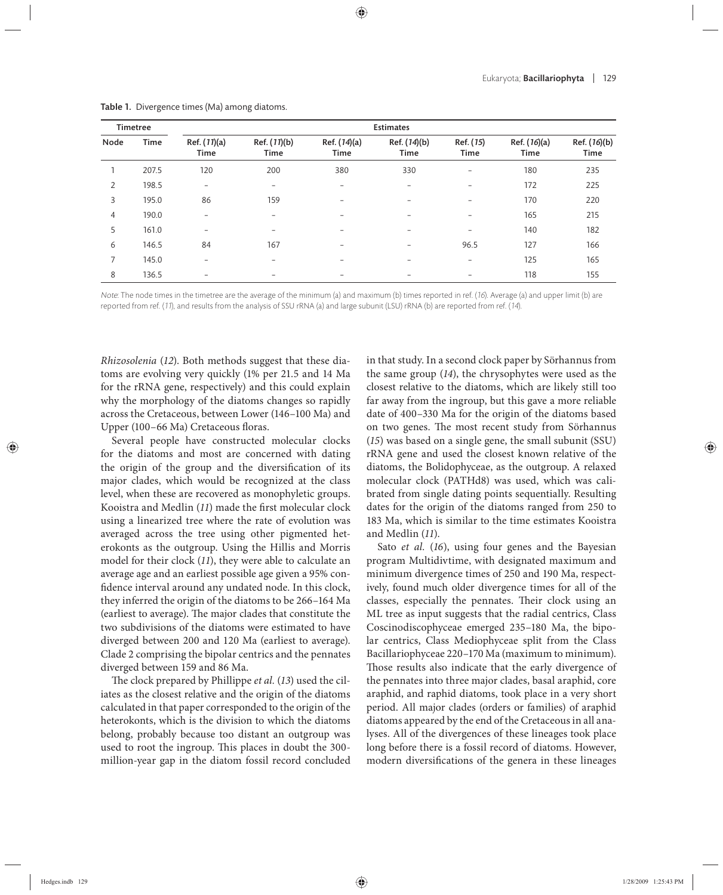**Table 1.** Divergence times (Ma) among diatoms.

| Timetree | | Estimates | | | | | | |
|---|---|---|---|---|---|---|---|---|
| Node | Time | Ref. (*11*)(a) Time | Ref. (*11*)(b) Time | Ref. (*14*)(a) Time | Ref. (*14*)(b) Time | Ref. (*15*) Time | Ref. (*16*)(a) Time | Ref. (*16*)(b) Time |
| 1 | 207.5 | 120 | 200 | 380 | 330 | – | 180 | 235 |
| 2 | 198.5 | – | – | – | – | – | 172 | 225 |
| 3 | 195.0 | 86 | 159 | – | – | – | 170 | 220 |
| 4 | 190.0 | – | – | – | – | – | 165 | 215 |
| 5 | 161.0 | – | – | – | – | – | 140 | 182 |
| 6 | 146.5 | 84 | 167 | – | – | 96.5 | 127 | 166 |
| 7 | 145.0 | – | – | – | – | – | 125 | 165 |
| 8 | 136.5 | – | – | – | – | – | 118 | 155 |

*Note*: The node times in the timetree are the average of the minimum (a) and maximum (b) times reported in ref. (*16*). Average (a) and upper limit (b) are reported from ref. (*11*), and results from the analysis of SSU rRNA (a) and large subunit (LSU) rRNA (b) are reported from ref. (*14*).

*Rhizosolenia* (*12*). Both methods suggest that these diatoms are evolving very quickly (1% per 21.5 and 14 Ma for the rRNA gene, respectively) and this could explain why the morphology of the diatoms changes so rapidly across the Cretaceous, between Lower (146–100 Ma) and Upper (100–66 Ma) Cretaceous floras.

Several people have constructed molecular clocks for the diatoms and most are concerned with dating the origin of the group and the diversification of its major clades, which would be recognized at the class level, when these are recovered as monophyletic groups. Kooistra and Medlin (*11*) made the first molecular clock using a linearized tree where the rate of evolution was averaged across the tree using other pigmented heterokonts as the outgroup. Using the Hillis and Morris model for their clock (*11*), they were able to calculate an average age and an earliest possible age given a 95% confidence interval around any undated node. In this clock, they inferred the origin of the diatoms to be 266–164 Ma (earliest to average). The major clades that constitute the two subdivisions of the diatoms were estimated to have diverged between 200 and 120 Ma (earliest to average). Clade 2 comprising the bipolar centrics and the pennates diverged between 159 and 86 Ma.

The clock prepared by Phillippe *et al.* (*13*) used the ciliates as the closest relative and the origin of the diatoms calculated in that paper corresponded to the origin of the heterokonts, which is the division to which the diatoms belong, probably because too distant an outgroup was used to root the ingroup. This places in doubt the 300-million-year gap in the diatom fossil record concluded in that study. In a second clock paper by Sörhannus from the same group (*14*), the chrysophytes were used as the closest relative to the diatoms, which are likely still too far away from the ingroup, but this gave a more reliable date of 400–330 Ma for the origin of the diatoms based on two genes. The most recent study from Sörhannus (*15*) was based on a single gene, the small subunit (SSU) rRNA gene and used the closest known relative of the diatoms, the Bolidophyceae, as the outgroup. A relaxed molecular clock (PATHd8) was used, which was calibrated from single dating points sequentially. Resulting dates for the origin of the diatoms ranged from 250 to 183 Ma, which is similar to the time estimates Kooistra and Medlin (*11*).

Sato *et al.* (*16*), using four genes and the Bayesian program Multidivtime, with designated maximum and minimum divergence times of 250 and 190 Ma, respectively, found much older divergence times for all of the classes, especially the pennates. Their clock using an ML tree as input suggests that the radial centrics, Class Coscinodiscophyceae emerged 235–180 Ma, the bipolar centrics, Class Mediophyceae split from the Class Bacillariophyceae 220–170 Ma (maximum to minimum). Those results also indicate that the early divergence of the pennates into three major clades, basal araphid, core araphid, and raphid diatoms, took place in a very short period. All major clades (orders or families) of araphid diatoms appeared by the end of the Cretaceous in all analyses. All of the divergences of these lineages took place long before there is a fossil record of diatoms. However, modern diversifications of the genera in these lineages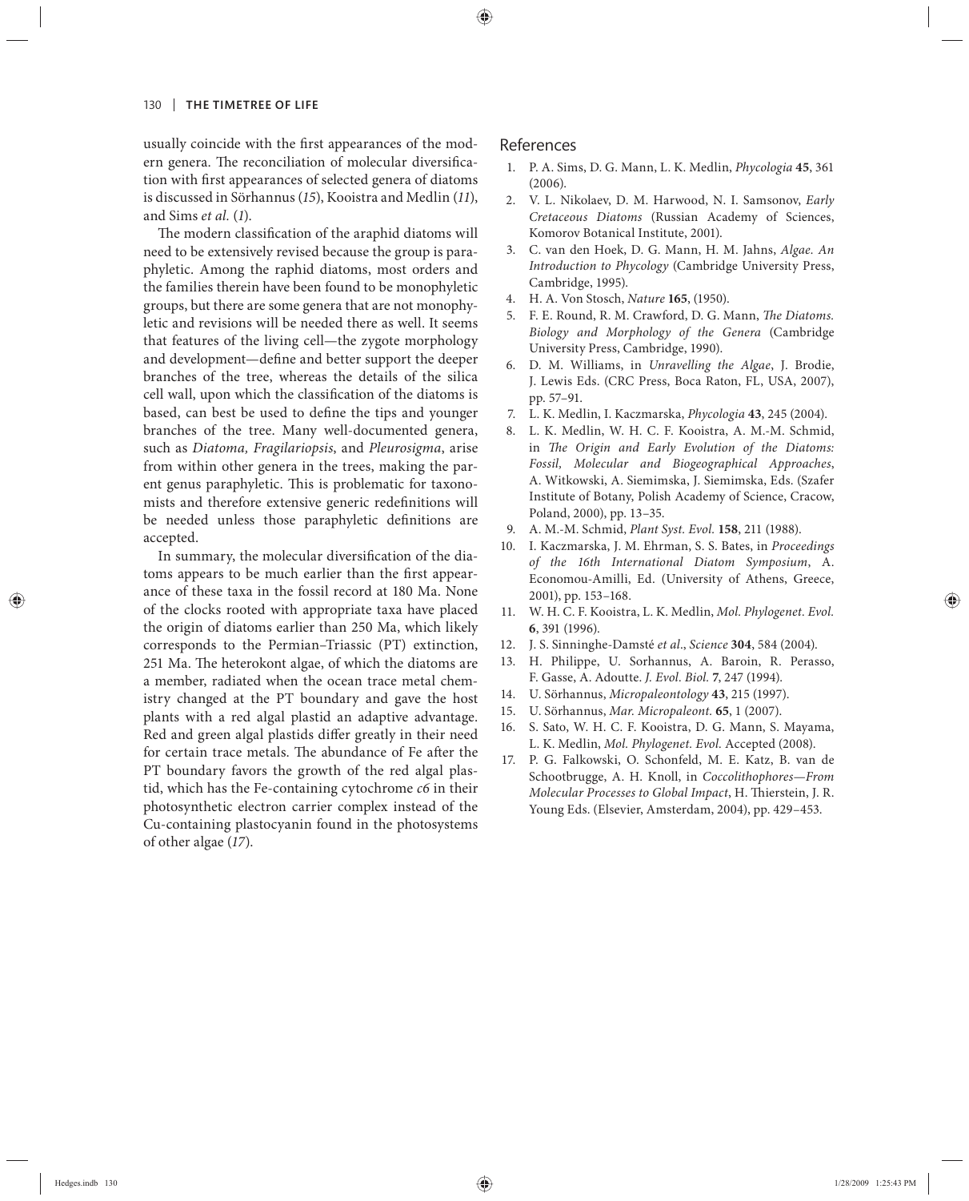usually coincide with the first appearances of the modern genera. The reconciliation of molecular diversification with first appearances of selected genera of diatoms is discussed in Sörhannus (*15*), Kooistra and Medlin (*11*), and Sims *et al.* (*1*).

The modern classification of the araphid diatoms will need to be extensively revised because the group is paraphyletic. Among the raphid diatoms, most orders and the families therein have been found to be monophyletic groups, but there are some genera that are not monophyletic and revisions will be needed there as well. It seems that features of the living cell—the zygote morphology and development—define and better support the deeper branches of the tree, whereas the details of the silica cell wall, upon which the classification of the diatoms is based, can best be used to define the tips and younger branches of the tree. Many well-documented genera, such as *Diatoma, Fragilariopsis*, and *Pleurosigma*, arise from within other genera in the trees, making the parent genus paraphyletic. This is problematic for taxonomists and therefore extensive generic redefinitions will be needed unless those paraphyletic definitions are accepted.

In summary, the molecular diversification of the diatoms appears to be much earlier than the first appearance of these taxa in the fossil record at 180 Ma. None of the clocks rooted with appropriate taxa have placed the origin of diatoms earlier than 250 Ma, which likely corresponds to the Permian–Triassic (PT) extinction, 251 Ma. The heterokont algae, of which the diatoms are a member, radiated when the ocean trace metal chemistry changed at the PT boundary and gave the host plants with a red algal plastid an adaptive advantage. Red and green algal plastids differ greatly in their need for certain trace metals. The abundance of Fe after the PT boundary favors the growth of the red algal plastid, which has the Fe-containing cytochrome *c6* in their photosynthetic electron carrier complex instead of the Cu-containing plastocyanin found in the photosystems of other algae (*17*).

## References

1. P. A. Sims, D. G. Mann, L. K. Medlin, *Phycologia* **45**, 361 (2006).
2. V. L. Nikolaev, D. M. Harwood, N. I. Samsonov, *Early Cretaceous Diatoms* (Russian Academy of Sciences, Komorov Botanical Institute, 2001).
3. C. van den Hoek, D. G. Mann, H. M. Jahns, *Algae. An Introduction to Phycology* (Cambridge University Press, Cambridge, 1995).
4. H. A. Von Stosch, *Nature* **165**, (1950).
5. F. E. Round, R. M. Crawford, D. G. Mann, *The Diatoms. Biology and Morphology of the Genera* (Cambridge University Press, Cambridge, 1990).
6. D. M. Williams, in *Unravelling the Algae*, J. Brodie, J. Lewis Eds. (CRC Press, Boca Raton, FL, USA, 2007), pp. 57–91.
7. L. K. Medlin, I. Kaczmarska, *Phycologia* **43**, 245 (2004).
8. L. K. Medlin, W. H. C. F. Kooistra, A. M.-M. Schmid, in *The Origin and Early Evolution of the Diatoms: Fossil, Molecular and Biogeographical Approaches*, A. Witkowski, A. Siemimska, J. Siemimska, Eds. (Szafer Institute of Botany, Polish Academy of Science, Cracow, Poland, 2000), pp. 13–35.
9. A. M.-M. Schmid, *Plant Syst. Evol.* **158**, 211 (1988).
10. I. Kaczmarska, J. M. Ehrman, S. S. Bates, in *Proceedings of the 16th International Diatom Symposium*, A. Economou-Amilli, Ed. (University of Athens, Greece, 2001), pp. 153–168.
11. W. H. C. F. Kooistra, L. K. Medlin, *Mol. Phylogenet. Evol.* **6**, 391 (1996).
12. J. S. Sinninghe-Damsté *et al.*, *Science* **304**, 584 (2004).
13. H. Philippe, U. Sorhannus, A. Baroin, R. Perasso, F. Gasse, A. Adoutte. *J. Evol. Biol.* **7**, 247 (1994).
14. U. Sörhannus, *Micropaleontology* **43**, 215 (1997).
15. U. Sörhannus, *Mar. Micropaleont.* **65**, 1 (2007).
16. S. Sato, W. H. C. F. Kooistra, D. G. Mann, S. Mayama, L. K. Medlin, *Mol. Phylogenet. Evol.* Accepted (2008).
17. P. G. Falkowski, O. Schonfeld, M. E. Katz, B. van de Schootbrugge, A. H. Knoll, in *Coccolithophores—From Molecular Processes to Global Impact*, H. Thierstein, J. R. Young Eds. (Elsevier, Amsterdam, 2004), pp. 429–453.